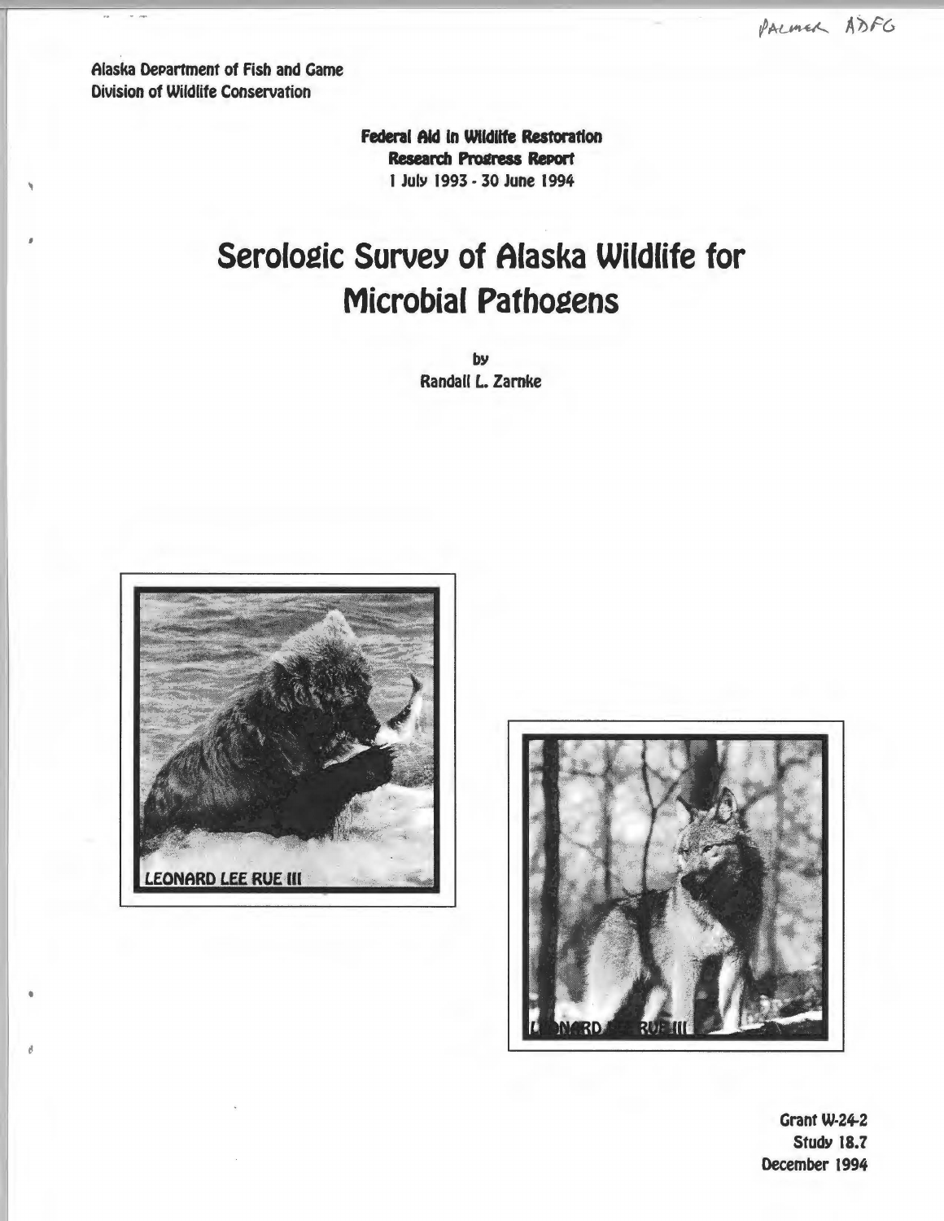PALMER ADFG

Alaska Department of Fish and Game
Division of Wildlife Conservation

**Federal Aid in Wildlife Restoration**
**Research Progress Report**
**1 July 1993 - 30 June 1994**

# Serologic Survey of Alaska Wildlife for Microbial Pathogens

by
Randall L. Zarnke

LEONARD LEE RUE III

LEONARD LEE RUE III

**Grant W-24-2**
**Study 18.7**
**December 1994**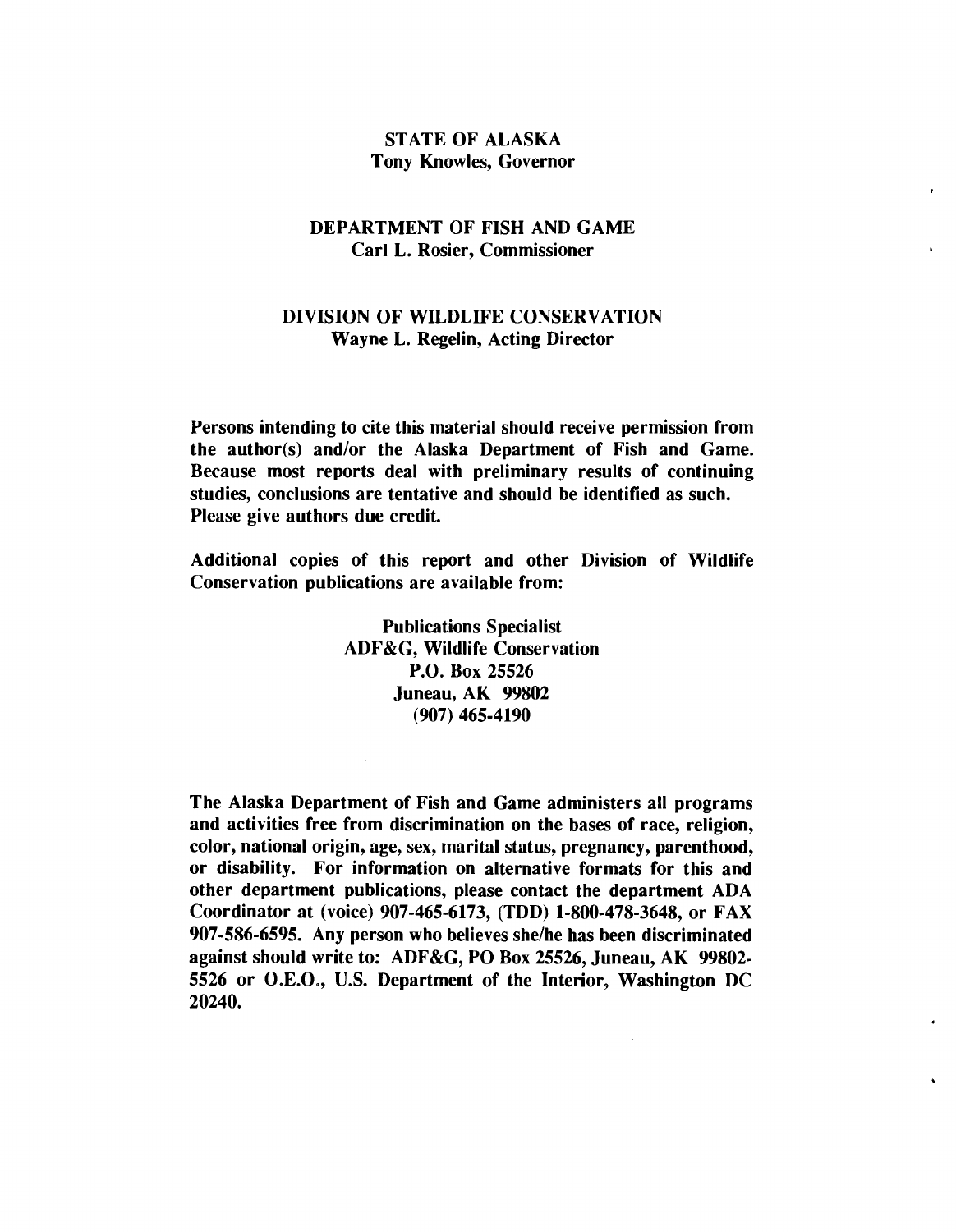**STATE OF ALASKA**
**Tony Knowles, Governor**

**DEPARTMENT OF FISH AND GAME**
**Carl L. Rosier, Commissioner**

**DIVISION OF WILDLIFE CONSERVATION**
**Wayne L. Regelin, Acting Director**

**Persons intending to cite this material should receive permission from the author(s) and/or the Alaska Department of Fish and Game. Because most reports deal with preliminary results of continuing studies, conclusions are tentative and should be identified as such. Please give authors due credit.**

**Additional copies of this report and other Division of Wildlife Conservation publications are available from:**

**Publications Specialist**
**ADF&G, Wildlife Conservation**
**P.O. Box 25526**
**Juneau, AK 99802**
**(907) 465-4190**

**The Alaska Department of Fish and Game administers all programs and activities free from discrimination on the bases of race, religion, color, national origin, age, sex, marital status, pregnancy, parenthood, or disability. For information on alternative formats for this and other department publications, please contact the department ADA Coordinator at (voice) 907-465-6173, (TDD) 1-800-478-3648, or FAX 907-586-6595. Any person who believes she/he has been discriminated against should write to: ADF&G, PO Box 25526, Juneau, AK 99802-5526 or O.E.O., U.S. Department of the Interior, Washington DC 20240.**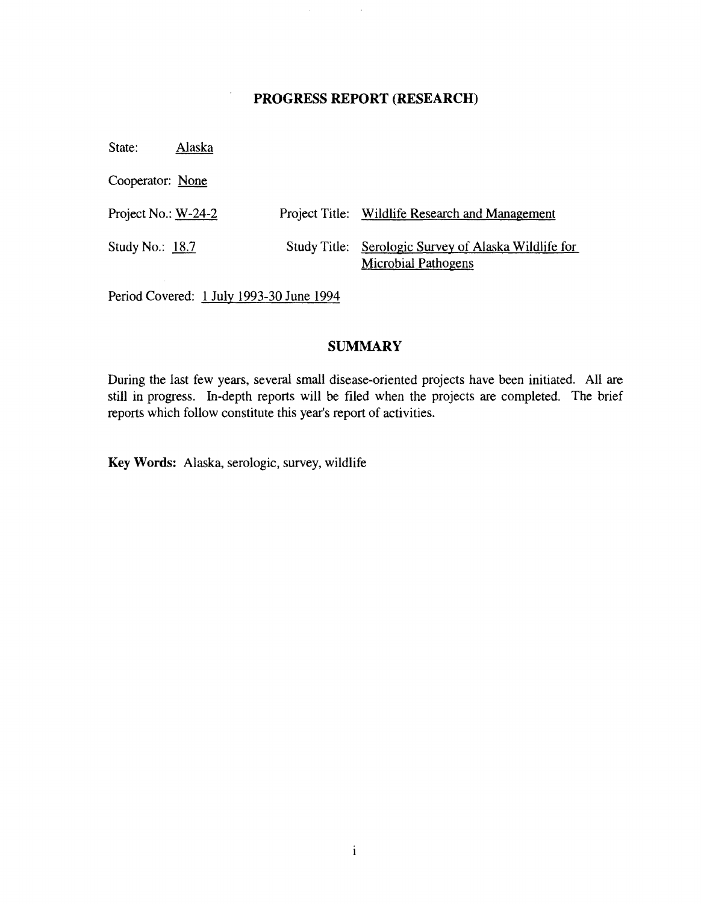# PROGRESS REPORT (RESEARCH)

State: Alaska

Cooperator: None

Project No.: W-24-2 Project Title: Wildlife Research and Management

Study No.: 18.7 Study Title: Serologic Survey of Alaska Wildlife for Microbial Pathogens

Period Covered: 1 July 1993-30 June 1994

## SUMMARY

During the last few years, several small disease-oriented projects have been initiated. All are still in progress. In-depth reports will be filed when the projects are completed. The brief reports which follow constitute this year's report of activities.

**Key Words:** Alaska, serologic, survey, wildlife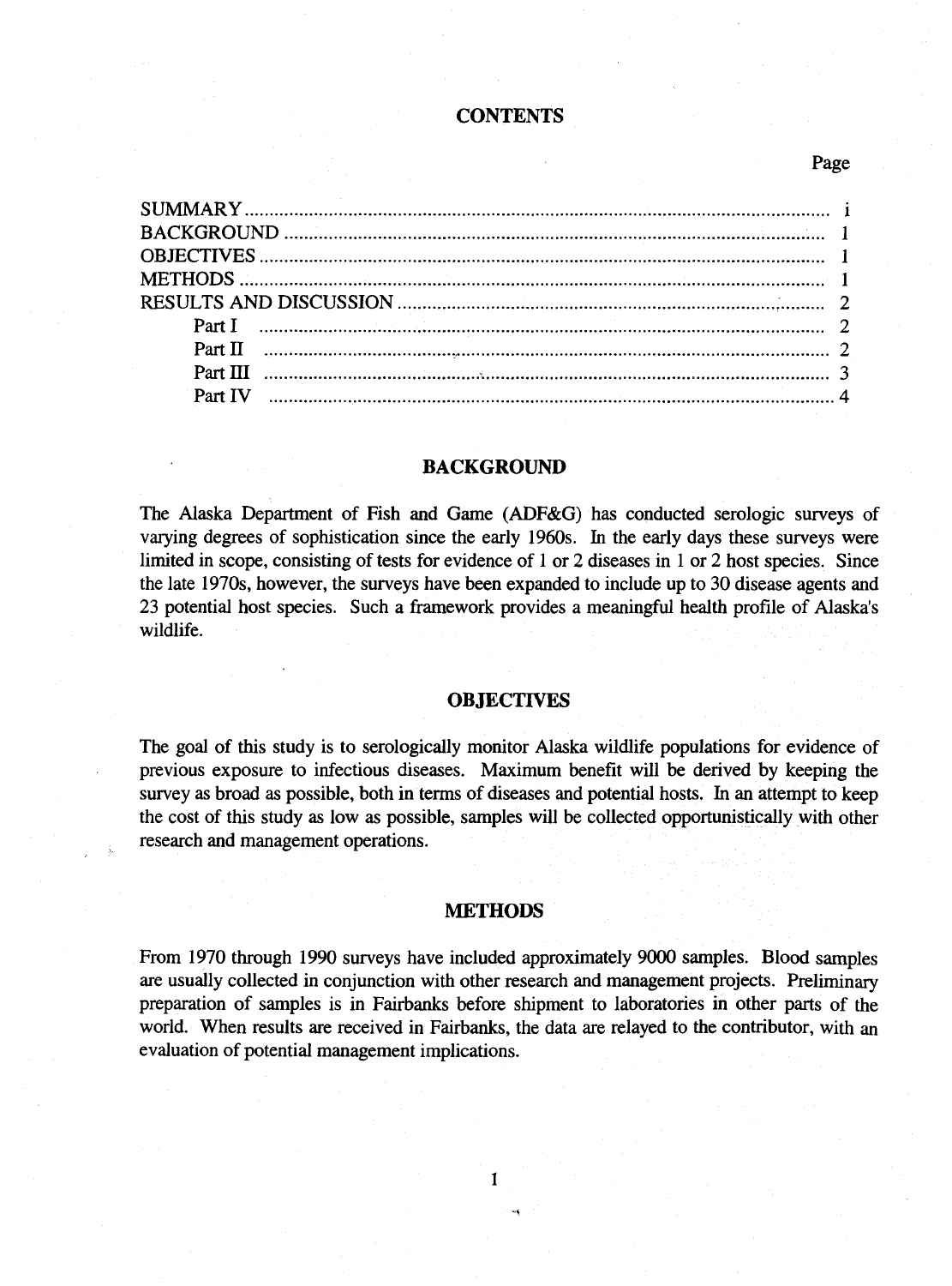## CONTENTS

| | Page |
|---|---|
| SUMMARY | i |
| BACKGROUND | 1 |
| OBJECTIVES | 1 |
| METHODS | 1 |
| RESULTS AND DISCUSSION | 2 |
| Part I | 2 |
| Part II | 2 |
| Part III | 3 |
| Part IV | 4 |

## BACKGROUND

The Alaska Department of Fish and Game (ADF&G) has conducted serologic surveys of varying degrees of sophistication since the early 1960s. In the early days these surveys were limited in scope, consisting of tests for evidence of 1 or 2 diseases in 1 or 2 host species. Since the late 1970s, however, the surveys have been expanded to include up to 30 disease agents and 23 potential host species. Such a framework provides a meaningful health profile of Alaska's wildlife.

## OBJECTIVES

The goal of this study is to serologically monitor Alaska wildlife populations for evidence of previous exposure to infectious diseases. Maximum benefit will be derived by keeping the survey as broad as possible, both in terms of diseases and potential hosts. In an attempt to keep the cost of this study as low as possible, samples will be collected opportunistically with other research and management operations.

## METHODS

From 1970 through 1990 surveys have included approximately 9000 samples. Blood samples are usually collected in conjunction with other research and management projects. Preliminary preparation of samples is in Fairbanks before shipment to laboratories in other parts of the world. When results are received in Fairbanks, the data are relayed to the contributor, with an evaluation of potential management implications.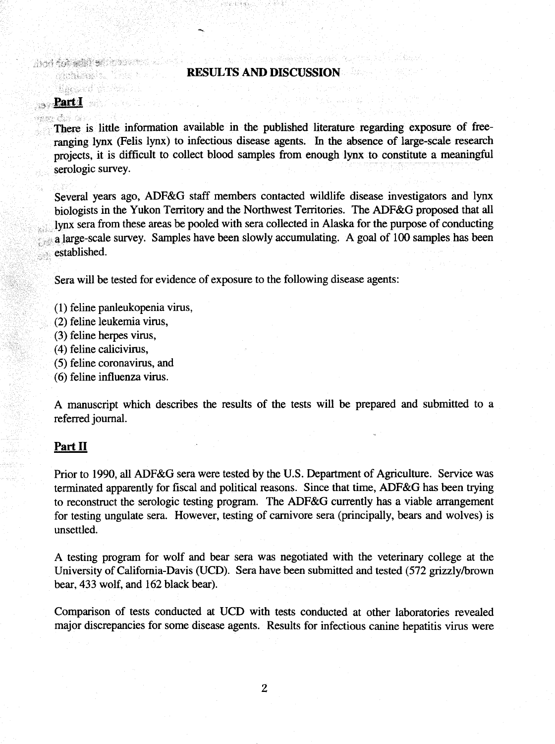# RESULTS AND DISCUSSION

## Part I

There is little information available in the published literature regarding exposure of free-ranging lynx (Felis lynx) to infectious disease agents. In the absence of large-scale research projects, it is difficult to collect blood samples from enough lynx to constitute a meaningful serologic survey.

Several years ago, ADF&G staff members contacted wildlife disease investigators and lynx biologists in the Yukon Territory and the Northwest Territories. The ADF&G proposed that all lynx sera from these areas be pooled with sera collected in Alaska for the purpose of conducting a large-scale survey. Samples have been slowly accumulating. A goal of 100 samples has been established.

Sera will be tested for evidence of exposure to the following disease agents:

(1) feline panleukopenia virus,
(2) feline leukemia virus,
(3) feline herpes virus,
(4) feline calicivirus,
(5) feline coronavirus, and
(6) feline influenza virus.

A manuscript which describes the results of the tests will be prepared and submitted to a referred journal.

## Part II

Prior to 1990, all ADF&G sera were tested by the U.S. Department of Agriculture. Service was terminated apparently for fiscal and political reasons. Since that time, ADF&G has been trying to reconstruct the serologic testing program. The ADF&G currently has a viable arrangement for testing ungulate sera. However, testing of carnivore sera (principally, bears and wolves) is unsettled.

A testing program for wolf and bear sera was negotiated with the veterinary college at the University of California-Davis (UCD). Sera have been submitted and tested (572 grizzly/brown bear, 433 wolf, and 162 black bear).

Comparison of tests conducted at UCD with tests conducted at other laboratories revealed major discrepancies for some disease agents. Results for infectious canine hepatitis virus were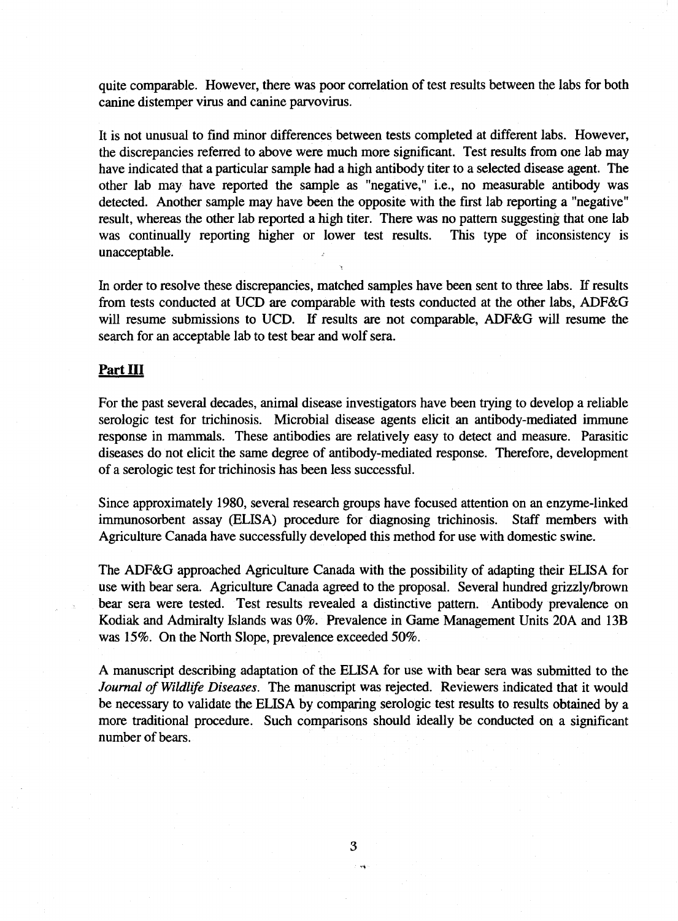quite comparable. However, there was poor correlation of test results between the labs for both canine distemper virus and canine parvovirus.

It is not unusual to find minor differences between tests completed at different labs. However, the discrepancies referred to above were much more significant. Test results from one lab may have indicated that a particular sample had a high antibody titer to a selected disease agent. The other lab may have reported the sample as "negative," i.e., no measurable antibody was detected. Another sample may have been the opposite with the first lab reporting a "negative" result, whereas the other lab reported a high titer. There was no pattern suggesting that one lab was continually reporting higher or lower test results. This type of inconsistency is unacceptable.

In order to resolve these discrepancies, matched samples have been sent to three labs. If results from tests conducted at UCD are comparable with tests conducted at the other labs, ADF&G will resume submissions to UCD. If results are not comparable, ADF&G will resume the search for an acceptable lab to test bear and wolf sera.

## Part III

For the past several decades, animal disease investigators have been trying to develop a reliable serologic test for trichinosis. Microbial disease agents elicit an antibody-mediated immune response in mammals. These antibodies are relatively easy to detect and measure. Parasitic diseases do not elicit the same degree of antibody-mediated response. Therefore, development of a serologic test for trichinosis has been less successful.

Since approximately 1980, several research groups have focused attention on an enzyme-linked immunosorbent assay (ELISA) procedure for diagnosing trichinosis. Staff members with Agriculture Canada have successfully developed this method for use with domestic swine.

The ADF&G approached Agriculture Canada with the possibility of adapting their ELISA for use with bear sera. Agriculture Canada agreed to the proposal. Several hundred grizzly/brown bear sera were tested. Test results revealed a distinctive pattern. Antibody prevalence on Kodiak and Admiralty Islands was 0%. Prevalence in Game Management Units 20A and 13B was 15%. On the North Slope, prevalence exceeded 50%.

A manuscript describing adaptation of the ELISA for use with bear sera was submitted to the *Journal of Wildlife Diseases*. The manuscript was rejected. Reviewers indicated that it would be necessary to validate the ELISA by comparing serologic test results to results obtained by a more traditional procedure. Such comparisons should ideally be conducted on a significant number of bears.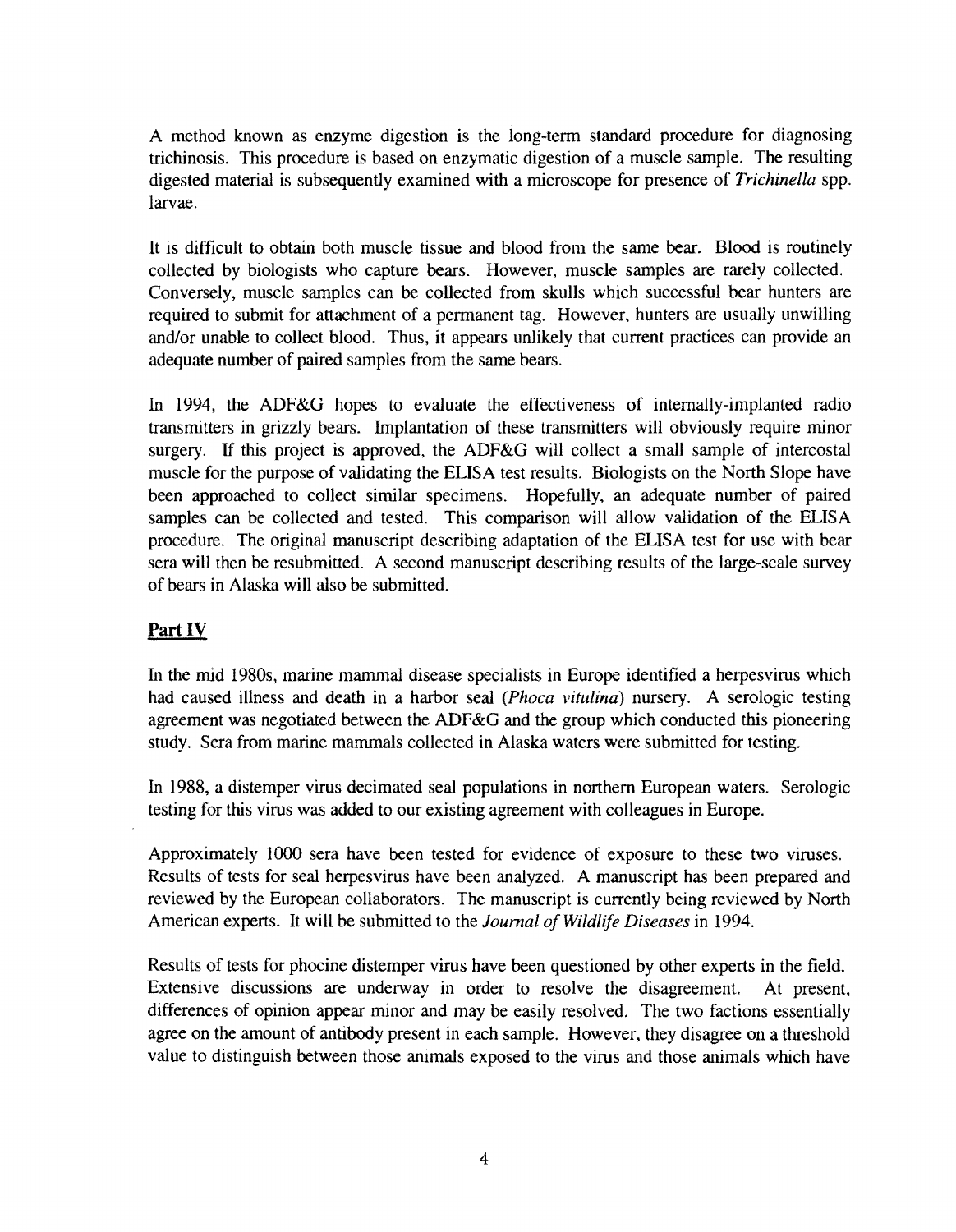A method known as enzyme digestion is the long-term standard procedure for diagnosing trichinosis. This procedure is based on enzymatic digestion of a muscle sample. The resulting digested material is subsequently examined with a microscope for presence of *Trichinella* spp. larvae.

It is difficult to obtain both muscle tissue and blood from the same bear. Blood is routinely collected by biologists who capture bears. However, muscle samples are rarely collected. Conversely, muscle samples can be collected from skulls which successful bear hunters are required to submit for attachment of a permanent tag. However, hunters are usually unwilling and/or unable to collect blood. Thus, it appears unlikely that current practices can provide an adequate number of paired samples from the same bears.

In 1994, the ADF&G hopes to evaluate the effectiveness of internally-implanted radio transmitters in grizzly bears. Implantation of these transmitters will obviously require minor surgery. If this project is approved, the ADF&G will collect a small sample of intercostal muscle for the purpose of validating the ELISA test results. Biologists on the North Slope have been approached to collect similar specimens. Hopefully, an adequate number of paired samples can be collected and tested. This comparison will allow validation of the ELISA procedure. The original manuscript describing adaptation of the ELISA test for use with bear sera will then be resubmitted. A second manuscript describing results of the large-scale survey of bears in Alaska will also be submitted.

## Part IV

In the mid 1980s, marine mammal disease specialists in Europe identified a herpesvirus which had caused illness and death in a harbor seal (*Phoca vitulina*) nursery. A serologic testing agreement was negotiated between the ADF&G and the group which conducted this pioneering study. Sera from marine mammals collected in Alaska waters were submitted for testing.

In 1988, a distemper virus decimated seal populations in northern European waters. Serologic testing for this virus was added to our existing agreement with colleagues in Europe.

Approximately 1000 sera have been tested for evidence of exposure to these two viruses. Results of tests for seal herpesvirus have been analyzed. A manuscript has been prepared and reviewed by the European collaborators. The manuscript is currently being reviewed by North American experts. It will be submitted to the *Journal of Wildlife Diseases* in 1994.

Results of tests for phocine distemper virus have been questioned by other experts in the field. Extensive discussions are underway in order to resolve the disagreement. At present, differences of opinion appear minor and may be easily resolved. The two factions essentially agree on the amount of antibody present in each sample. However, they disagree on a threshold value to distinguish between those animals exposed to the virus and those animals which have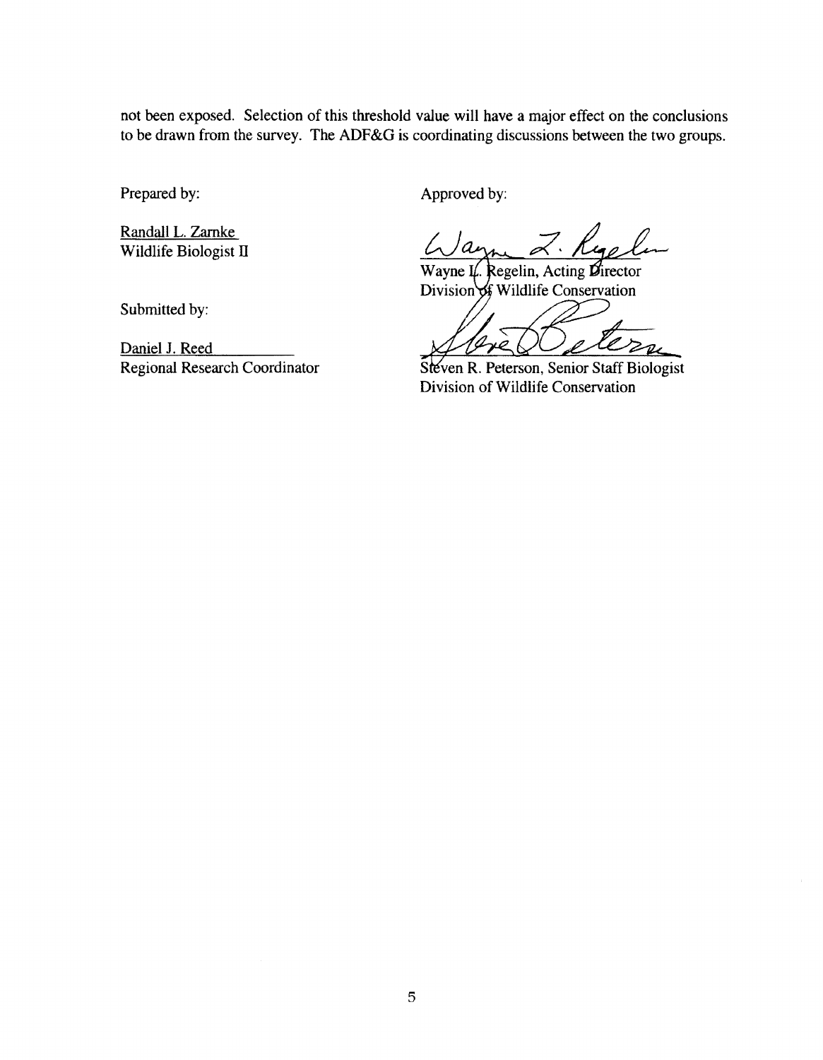not been exposed. Selection of this threshold value will have a major effect on the conclusions to be drawn from the survey. The ADF&G is coordinating discussions between the two groups.

Prepared by:

Randall L. Zarnke
Wildlife Biologist II

Submitted by:

Daniel J. Reed
Regional Research Coordinator

Approved by:

Wayne L. Regelin, Acting Director
Division of Wildlife Conservation

Steven R. Peterson, Senior Staff Biologist
Division of Wildlife Conservation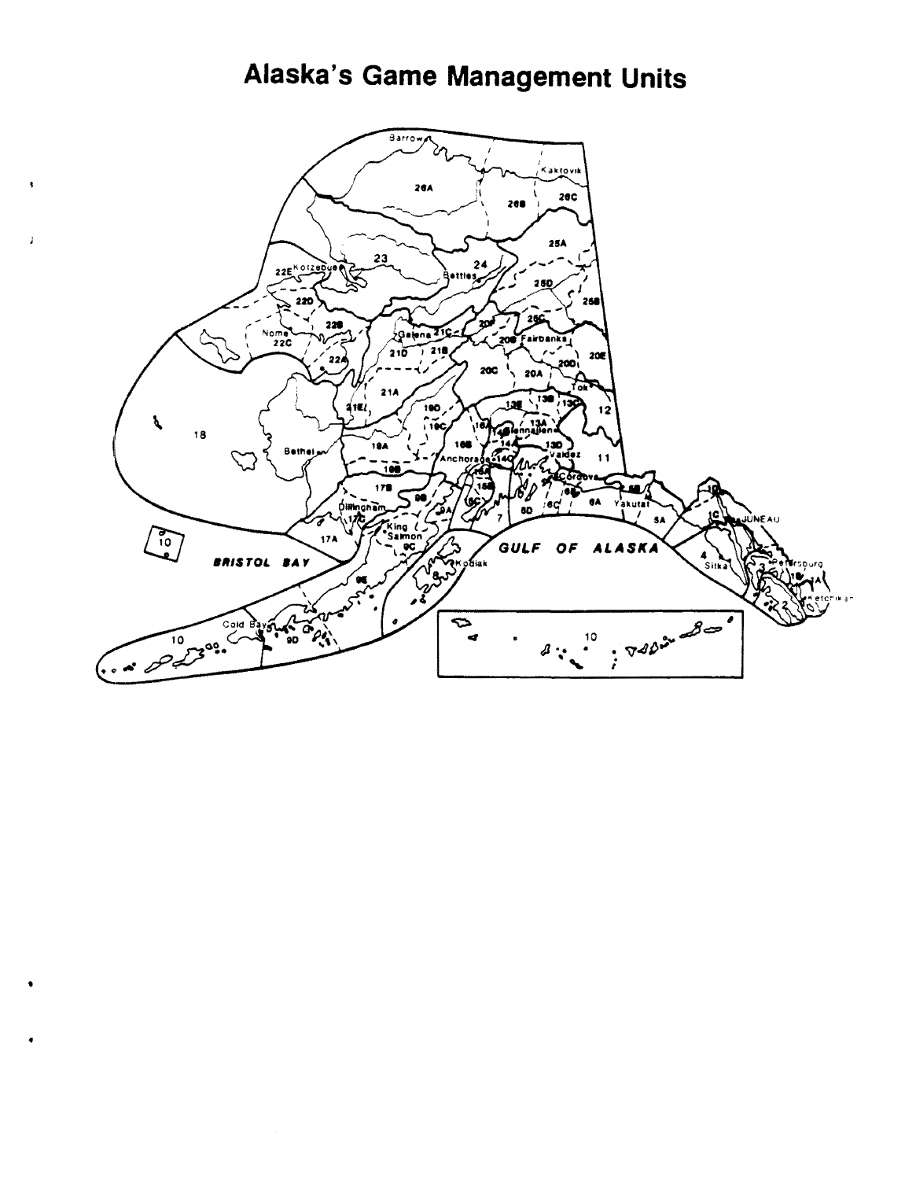# Alaska's Game Management Units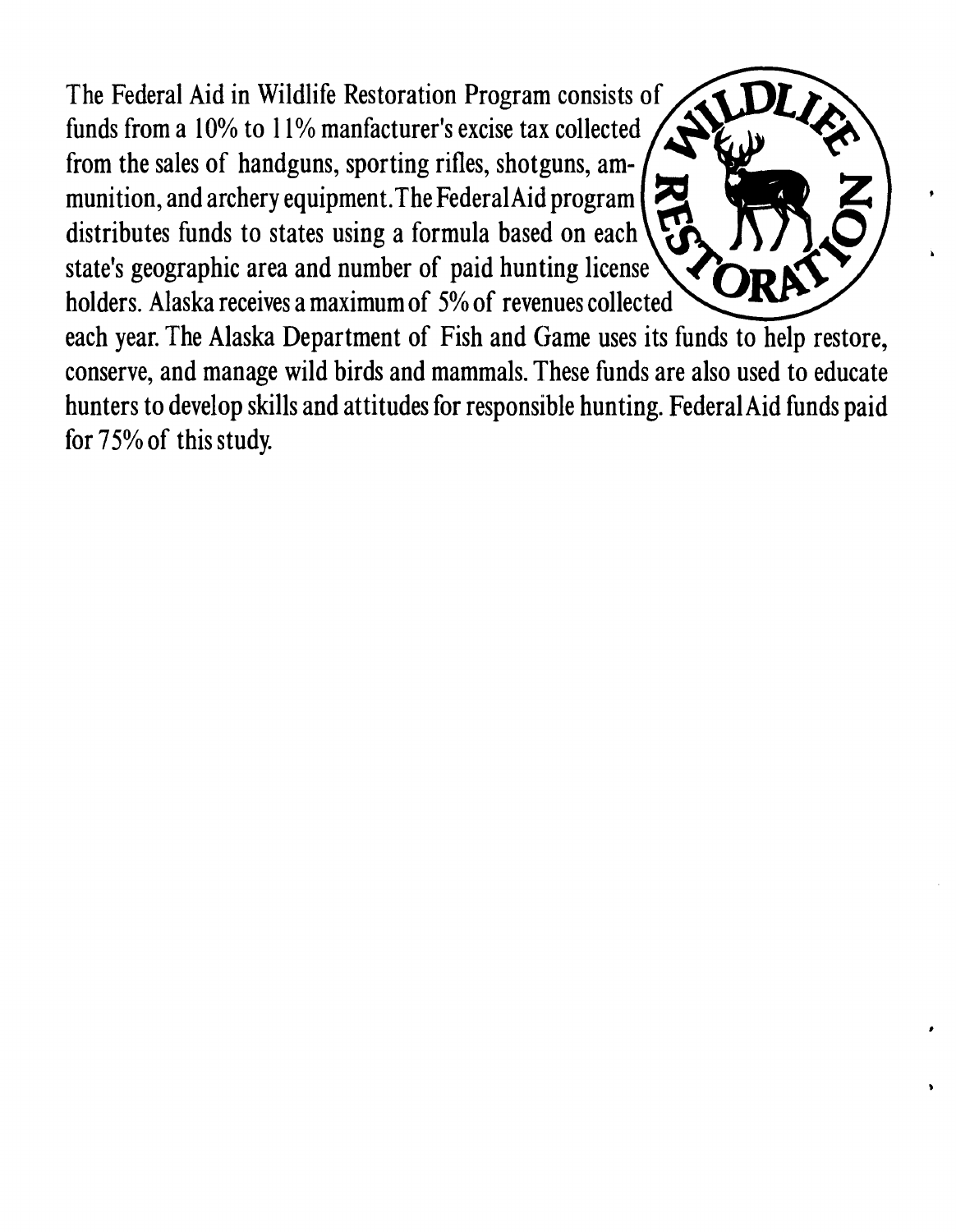The Federal Aid in Wildlife Restoration Program consists of funds from a 10% to 11% manfacturer's excise tax collected from the sales of handguns, sporting rifles, shotguns, ammunition, and archery equipment. The Federal Aid program distributes funds to states using a formula based on each state's geographic area and number of paid hunting license holders. Alaska receives a maximum of 5% of revenues collected each year. The Alaska Department of Fish and Game uses its funds to help restore, conserve, and manage wild birds and mammals. These funds are also used to educate hunters to develop skills and attitudes for responsible hunting. Federal Aid funds paid for 75% of this study.